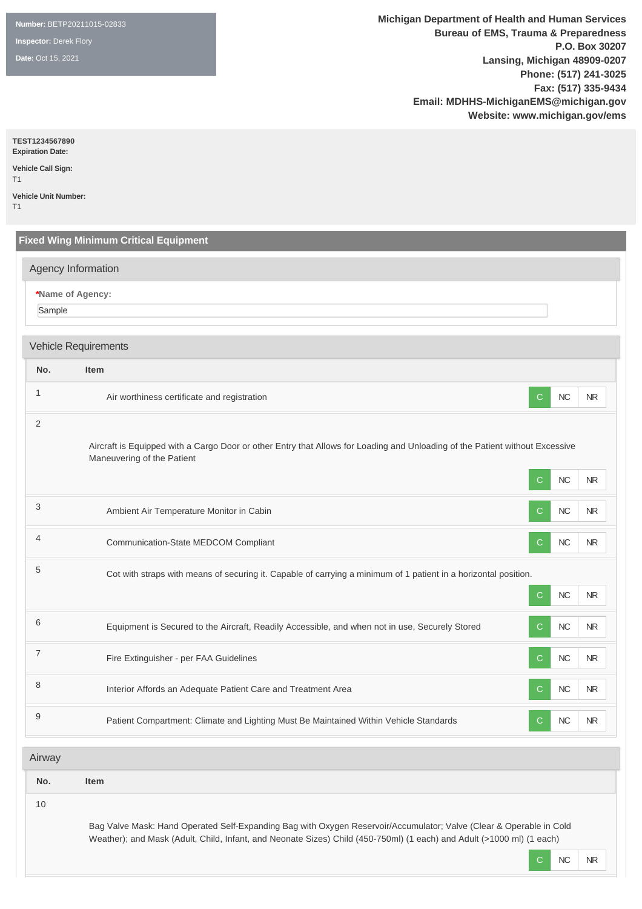**Number:** BETP20211015-02833

**Inspector:** Derek Flory

**Date:** Oct 15, 2021

**Michigan Department of Health and Human Services**
**Bureau of EMS, Trauma & Preparedness**
**P.O. Box 30207**
**Lansing, Michigan 48909-0207**
**Phone: (517) 241-3025**
**Fax: (517) 335-9434**
**Email: MDHHS-MichiganEMS@michigan.gov**
**Website: www.michigan.gov/ems**

**TEST1234567890**
**Expiration Date:**

**Vehicle Call Sign:**
T1

**Vehicle Unit Number:**
T1

## Fixed Wing Minimum Critical Equipment

### Agency Information

***Name of Agency:**

Sample

### Vehicle Requirements

| No. | Item | C | NC | NR |
|---|---|---|---|---|
| 1 | Air worthiness certificate and registration | C | NC | NR |
| 2 | Aircraft is Equipped with a Cargo Door or other Entry that Allows for Loading and Unloading of the Patient without Excessive Maneuvering of the Patient | C | NC | NR |
| 3 | Ambient Air Temperature Monitor in Cabin | C | NC | NR |
| 4 | Communication-State MEDCOM Compliant | C | NC | NR |
| 5 | Cot with straps with means of securing it. Capable of carrying a minimum of 1 patient in a horizontal position. | C | NC | NR |
| 6 | Equipment is Secured to the Aircraft, Readily Accessible, and when not in use, Securely Stored | C | NC | NR |
| 7 | Fire Extinguisher - per FAA Guidelines | C | NC | NR |
| 8 | Interior Affords an Adequate Patient Care and Treatment Area | C | NC | NR |
| 9 | Patient Compartment: Climate and Lighting Must Be Maintained Within Vehicle Standards | C | NC | NR |

### Airway

| No. | Item | C | NC | NR |
|---|---|---|---|---|
| 10 | Bag Valve Mask: Hand Operated Self-Expanding Bag with Oxygen Reservoir/Accumulator; Valve (Clear & Operable in Cold Weather); and Mask (Adult, Child, Infant, and Neonate Sizes) Child (450-750ml) (1 each) and Adult (>1000 ml) (1 each) | C | NC | NR |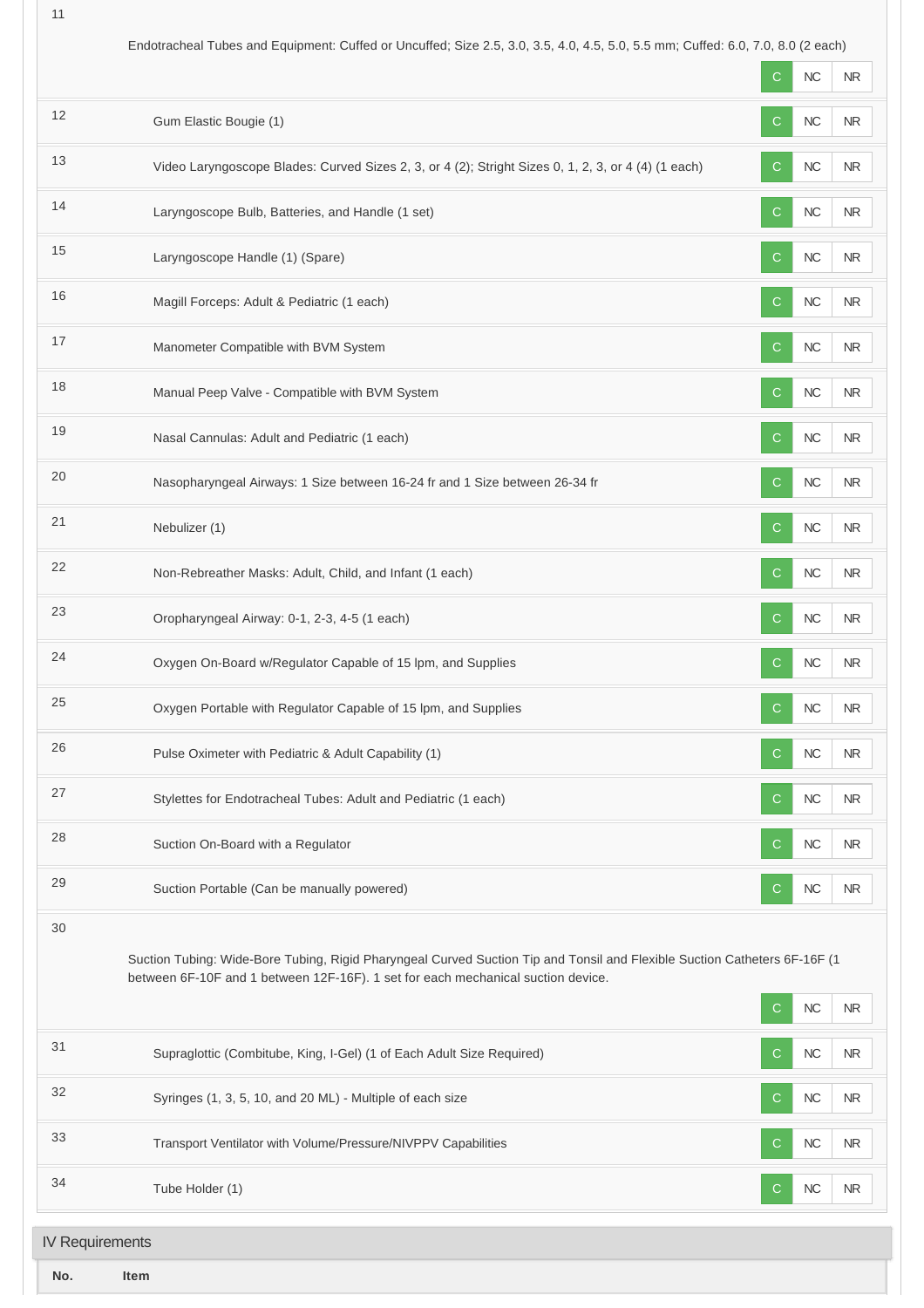| No. | Item | C | NC | NR |
|---|---|---|---|---|
| 11 | Endotracheal Tubes and Equipment: Cuffed or Uncuffed; Size 2.5, 3.0, 3.5, 4.0, 4.5, 5.0, 5.5 mm; Cuffed: 6.0, 7.0, 8.0 (2 each) | C | NC | NR |
| 12 | Gum Elastic Bougie (1) | C | NC | NR |
| 13 | Video Laryngoscope Blades: Curved Sizes 2, 3, or 4 (2); Stright Sizes 0, 1, 2, 3, or 4 (4) (1 each) | C | NC | NR |
| 14 | Laryngoscope Bulb, Batteries, and Handle (1 set) | C | NC | NR |
| 15 | Laryngoscope Handle (1) (Spare) | C | NC | NR |
| 16 | Magill Forceps: Adult & Pediatric (1 each) | C | NC | NR |
| 17 | Manometer Compatible with BVM System | C | NC | NR |
| 18 | Manual Peep Valve - Compatible with BVM System | C | NC | NR |
| 19 | Nasal Cannulas: Adult and Pediatric (1 each) | C | NC | NR |
| 20 | Nasopharyngeal Airways: 1 Size between 16-24 fr and 1 Size between 26-34 fr | C | NC | NR |
| 21 | Nebulizer (1) | C | NC | NR |
| 22 | Non-Rebreather Masks: Adult, Child, and Infant (1 each) | C | NC | NR |
| 23 | Oropharyngeal Airway: 0-1, 2-3, 4-5 (1 each) | C | NC | NR |
| 24 | Oxygen On-Board w/Regulator Capable of 15 lpm, and Supplies | C | NC | NR |
| 25 | Oxygen Portable with Regulator Capable of 15 lpm, and Supplies | C | NC | NR |
| 26 | Pulse Oximeter with Pediatric & Adult Capability (1) | C | NC | NR |
| 27 | Stylettes for Endotracheal Tubes: Adult and Pediatric (1 each) | C | NC | NR |
| 28 | Suction On-Board with a Regulator | C | NC | NR |
| 29 | Suction Portable (Can be manually powered) | C | NC | NR |
| 30 | Suction Tubing: Wide-Bore Tubing, Rigid Pharyngeal Curved Suction Tip and Tonsil and Flexible Suction Catheters 6F-16F (1 between 6F-10F and 1 between 12F-16F). 1 set for each mechanical suction device. | C | NC | NR |
| 31 | Supraglottic (Combitube, King, I-Gel) (1 of Each Adult Size Required) | C | NC | NR |
| 32 | Syringes (1, 3, 5, 10, and 20 ML) - Multiple of each size | C | NC | NR |
| 33 | Transport Ventilator with Volume/Pressure/NIVPPV Capabilities | C | NC | NR |
| 34 | Tube Holder (1) | C | NC | NR |

## IV Requirements

| No. | Item |
|---|---|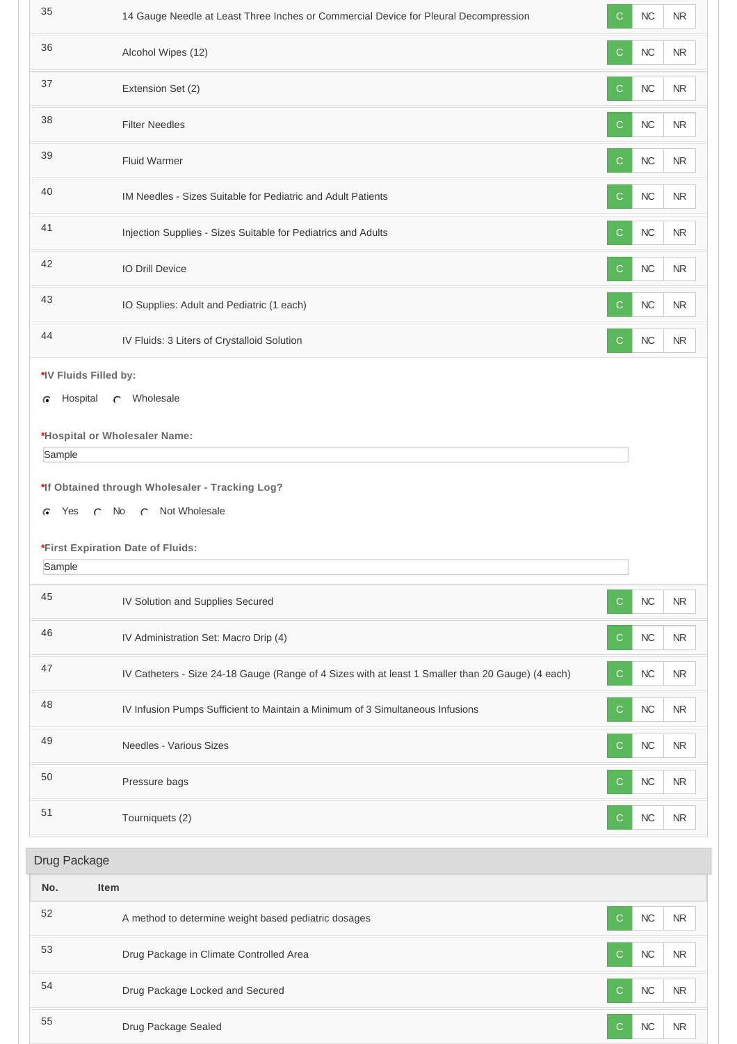| No. | Item | C | NC | NR |
|---|---|---|---|---|
| 35 | 14 Gauge Needle at Least Three Inches or Commercial Device for Pleural Decompression | C | NC | NR |
| 36 | Alcohol Wipes (12) | C | NC | NR |
| 37 | Extension Set (2) | C | NC | NR |
| 38 | Filter Needles | C | NC | NR |
| 39 | Fluid Warmer | C | NC | NR |
| 40 | IM Needles - Sizes Suitable for Pediatric and Adult Patients | C | NC | NR |
| 41 | Injection Supplies - Sizes Suitable for Pediatrics and Adults | C | NC | NR |
| 42 | IO Drill Device | C | NC | NR |
| 43 | IO Supplies: Adult and Pediatric (1 each) | C | NC | NR |
| 44 | IV Fluids: 3 Liters of Crystalloid Solution | C | NC | NR |

***IV Fluids Filled by:**

- (●) Hospital
- ( ) Wholesale

***Hospital or Wholesaler Name:**

Sample

***If Obtained through Wholesaler - Tracking Log?**

- (●) Yes
- ( ) No
- ( ) Not Wholesale

***First Expiration Date of Fluids:**

Sample

| No. | Item | C | NC | NR |
|---|---|---|---|---|
| 45 | IV Solution and Supplies Secured | C | NC | NR |
| 46 | IV Administration Set: Macro Drip (4) | C | NC | NR |
| 47 | IV Catheters - Size 24-18 Gauge (Range of 4 Sizes with at least 1 Smaller than 20 Gauge) (4 each) | C | NC | NR |
| 48 | IV Infusion Pumps Sufficient to Maintain a Minimum of 3 Simultaneous Infusions | C | NC | NR |
| 49 | Needles - Various Sizes | C | NC | NR |
| 50 | Pressure bags | C | NC | NR |
| 51 | Tourniquets (2) | C | NC | NR |

## Drug Package

| No. | Item | C | NC | NR |
|---|---|---|---|---|
| 52 | A method to determine weight based pediatric dosages | C | NC | NR |
| 53 | Drug Package in Climate Controlled Area | C | NC | NR |
| 54 | Drug Package Locked and Secured | C | NC | NR |
| 55 | Drug Package Sealed | C | NC | NR |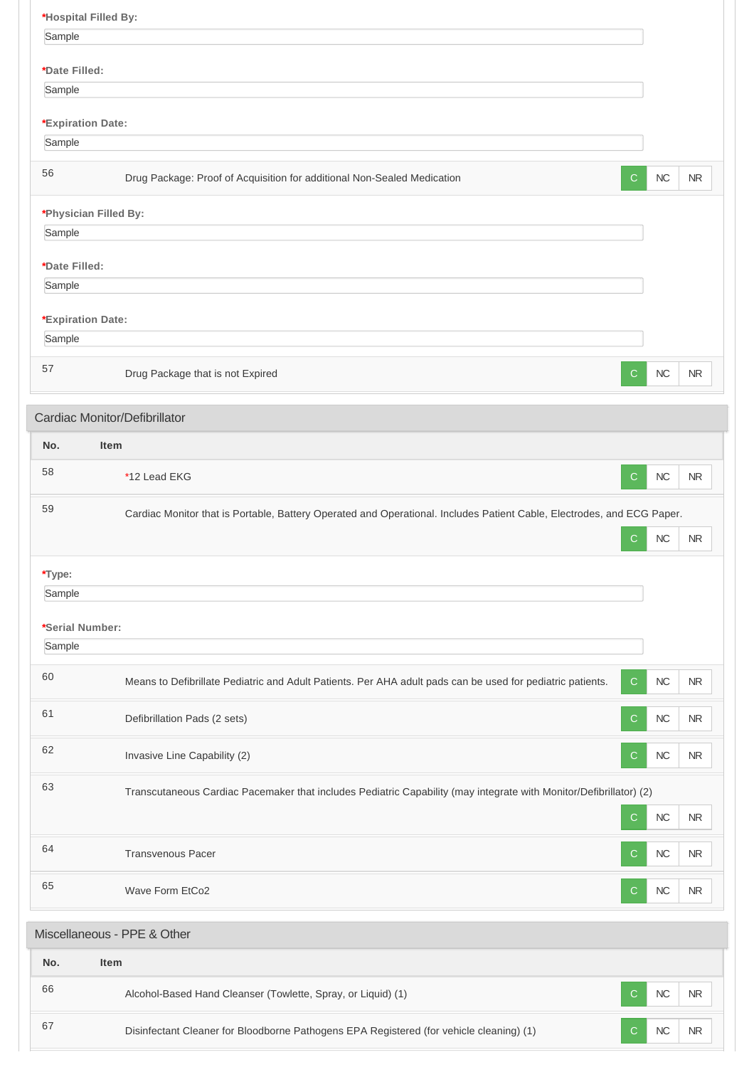**\*Hospital Filled By:**

Sample

**\*Date Filled:**

Sample

**\*Expiration Date:**

Sample

| No. | Item | | | |
|---|---|---|---|---|
| 56 | Drug Package: Proof of Acquisition for additional Non-Sealed Medication | C | NC | NR |

**\*Physician Filled By:**

Sample

**\*Date Filled:**

Sample

**\*Expiration Date:**

Sample

| No. | Item | | | |
|---|---|---|---|---|
| 57 | Drug Package that is not Expired | C | NC | NR |

## Cardiac Monitor/Defibrillator

| No. | Item | | | |
|---|---|---|---|---|
| 58 | *12 Lead EKG | C | NC | NR |
| 59 | Cardiac Monitor that is Portable, Battery Operated and Operational. Includes Patient Cable, Electrodes, and ECG Paper. | C | NC | NR |

**\*Type:**

Sample

**\*Serial Number:**

Sample

| No. | Item | | | |
|---|---|---|---|---|
| 60 | Means to Defibrillate Pediatric and Adult Patients. Per AHA adult pads can be used for pediatric patients. | C | NC | NR |
| 61 | Defibrillation Pads (2 sets) | C | NC | NR |
| 62 | Invasive Line Capability (2) | C | NC | NR |
| 63 | Transcutaneous Cardiac Pacemaker that includes Pediatric Capability (may integrate with Monitor/Defibrillator) (2) | C | NC | NR |
| 64 | Transvenous Pacer | C | NC | NR |
| 65 | Wave Form EtCo2 | C | NC | NR |

## Miscellaneous - PPE & Other

| No. | Item | | | |
|---|---|---|---|---|
| 66 | Alcohol-Based Hand Cleanser (Towlette, Spray, or Liquid) (1) | C | NC | NR |
| 67 | Disinfectant Cleaner for Bloodborne Pathogens EPA Registered (for vehicle cleaning) (1) | C | NC | NR |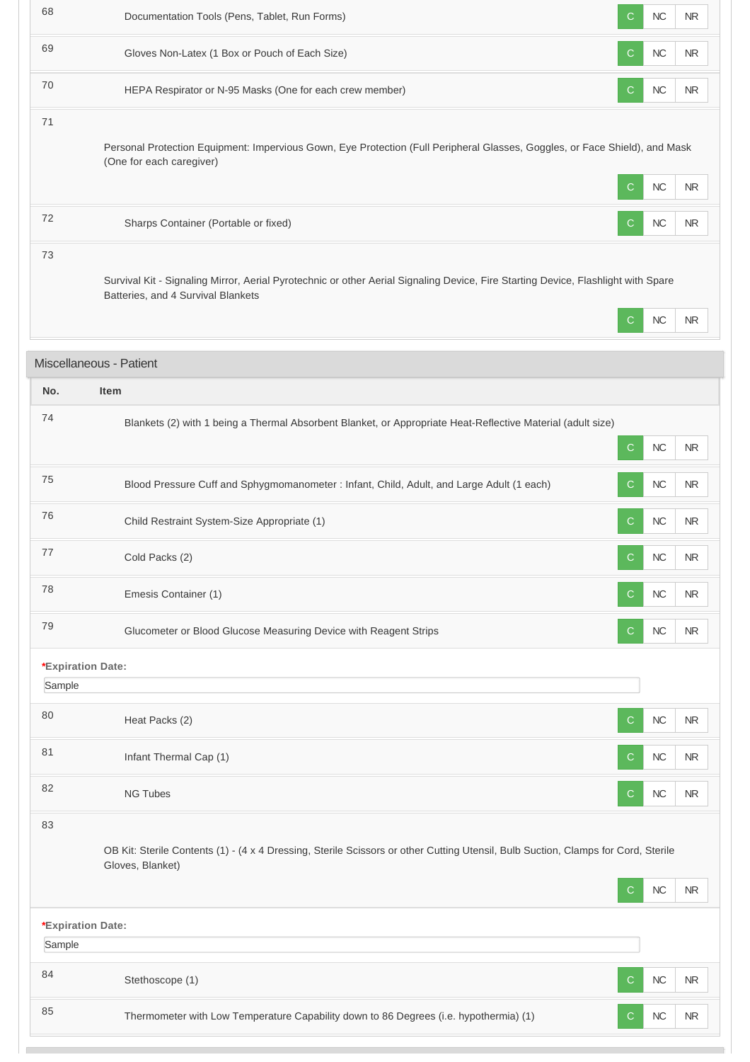| No. | Item | | | |
|---|---|---|---|---|
| 68 | Documentation Tools (Pens, Tablet, Run Forms) | C | NC | NR |
| 69 | Gloves Non-Latex (1 Box or Pouch of Each Size) | C | NC | NR |
| 70 | HEPA Respirator or N-95 Masks (One for each crew member) | C | NC | NR |
| 71 | Personal Protection Equipment: Impervious Gown, Eye Protection (Full Peripheral Glasses, Goggles, or Face Shield), and Mask (One for each caregiver) | C | NC | NR |
| 72 | Sharps Container (Portable or fixed) | C | NC | NR |
| 73 | Survival Kit - Signaling Mirror, Aerial Pyrotechnic or other Aerial Signaling Device, Fire Starting Device, Flashlight with Spare Batteries, and 4 Survival Blankets | C | NC | NR |

## Miscellaneous - Patient

| No. | Item | | | |
|---|---|---|---|---|
| 74 | Blankets (2) with 1 being a Thermal Absorbent Blanket, or Appropriate Heat-Reflective Material (adult size) | C | NC | NR |
| 75 | Blood Pressure Cuff and Sphygmomanometer : Infant, Child, Adult, and Large Adult (1 each) | C | NC | NR |
| 76 | Child Restraint System-Size Appropriate (1) | C | NC | NR |
| 77 | Cold Packs (2) | C | NC | NR |
| 78 | Emesis Container (1) | C | NC | NR |
| 79 | Glucometer or Blood Glucose Measuring Device with Reagent Strips | C | NC | NR |

***Expiration Date:**

Sample

| No. | Item | | | |
|---|---|---|---|---|
| 80 | Heat Packs (2) | C | NC | NR |
| 81 | Infant Thermal Cap (1) | C | NC | NR |
| 82 | NG Tubes | C | NC | NR |
| 83 | OB Kit: Sterile Contents (1) - (4 x 4 Dressing, Sterile Scissors or other Cutting Utensil, Bulb Suction, Clamps for Cord, Sterile Gloves, Blanket) | C | NC | NR |

***Expiration Date:**

Sample

| No. | Item | | | |
|---|---|---|---|---|
| 84 | Stethoscope (1) | C | NC | NR |
| 85 | Thermometer with Low Temperature Capability down to 86 Degrees (i.e. hypothermia) (1) | C | NC | NR |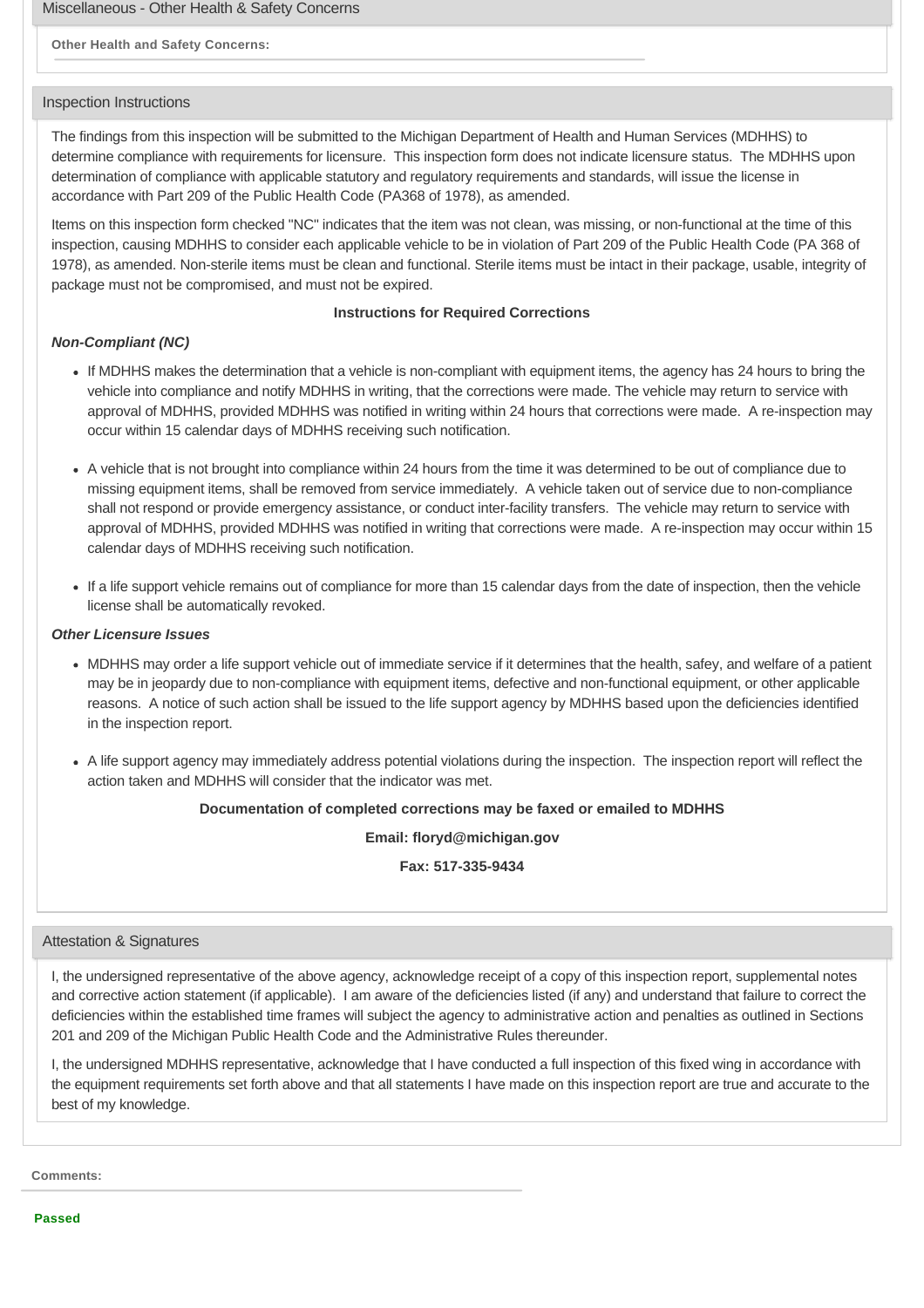## Miscellaneous - Other Health & Safety Concerns

**Other Health and Safety Concerns:**

## Inspection Instructions

The findings from this inspection will be submitted to the Michigan Department of Health and Human Services (MDHHS) to determine compliance with requirements for licensure. This inspection form does not indicate licensure status. The MDHHS upon determination of compliance with applicable statutory and regulatory requirements and standards, will issue the license in accordance with Part 209 of the Public Health Code (PA368 of 1978), as amended.

Items on this inspection form checked "NC" indicates that the item was not clean, was missing, or non-functional at the time of this inspection, causing MDHHS to consider each applicable vehicle to be in violation of Part 209 of the Public Health Code (PA 368 of 1978), as amended. Non-sterile items must be clean and functional. Sterile items must be intact in their package, usable, integrity of package must not be compromised, and must not be expired.

**Instructions for Required Corrections**

***Non-Compliant (NC)***

- If MDHHS makes the determination that a vehicle is non-compliant with equipment items, the agency has 24 hours to bring the vehicle into compliance and notify MDHHS in writing, that the corrections were made. The vehicle may return to service with approval of MDHHS, provided MDHHS was notified in writing within 24 hours that corrections were made. A re-inspection may occur within 15 calendar days of MDHHS receiving such notification.
- A vehicle that is not brought into compliance within 24 hours from the time it was determined to be out of compliance due to missing equipment items, shall be removed from service immediately. A vehicle taken out of service due to non-compliance shall not respond or provide emergency assistance, or conduct inter-facility transfers. The vehicle may return to service with approval of MDHHS, provided MDHHS was notified in writing that corrections were made. A re-inspection may occur within 15 calendar days of MDHHS receiving such notification.
- If a life support vehicle remains out of compliance for more than 15 calendar days from the date of inspection, then the vehicle license shall be automatically revoked.

***Other Licensure Issues***

- MDHHS may order a life support vehicle out of immediate service if it determines that the health, safey, and welfare of a patient may be in jeopardy due to non-compliance with equipment items, defective and non-functional equipment, or other applicable reasons. A notice of such action shall be issued to the life support agency by MDHHS based upon the deficiencies identified in the inspection report.
- A life support agency may immediately address potential violations during the inspection. The inspection report will reflect the action taken and MDHHS will consider that the indicator was met.

**Documentation of completed corrections may be faxed or emailed to MDHHS**

**Email: floryd@michigan.gov**

**Fax: 517-335-9434**

## Attestation & Signatures

I, the undersigned representative of the above agency, acknowledge receipt of a copy of this inspection report, supplemental notes and corrective action statement (if applicable). I am aware of the deficiencies listed (if any) and understand that failure to correct the deficiencies within the established time frames will subject the agency to administrative action and penalties as outlined in Sections 201 and 209 of the Michigan Public Health Code and the Administrative Rules thereunder.

I, the undersigned MDHHS representative, acknowledge that I have conducted a full inspection of this fixed wing in accordance with the equipment requirements set forth above and that all statements I have made on this inspection report are true and accurate to the best of my knowledge.

**Comments:**

**Passed**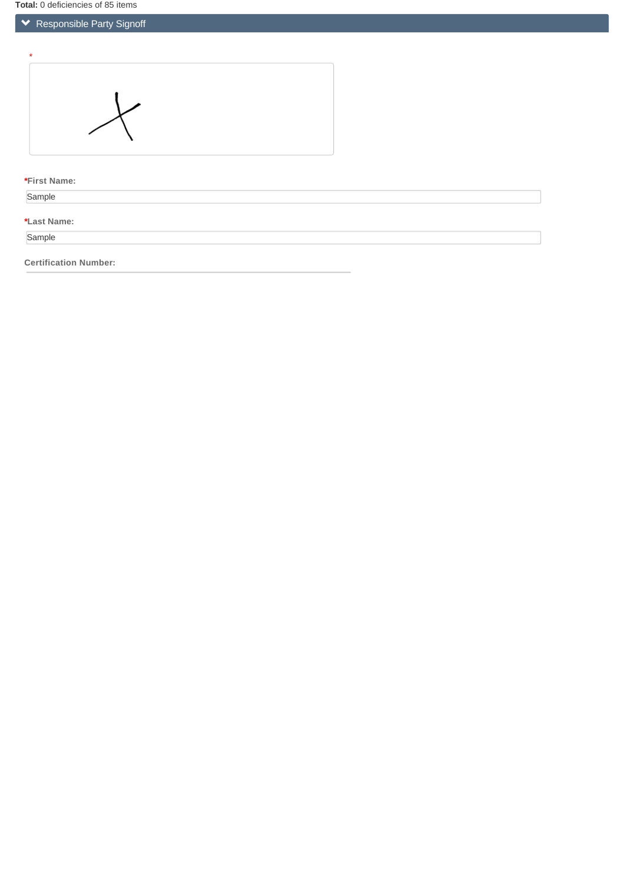**Total:** 0 deficiencies of 85 items

## Responsible Party Signoff

*

**\*First Name:**

Sample

**\*Last Name:**

Sample

**Certification Number:**